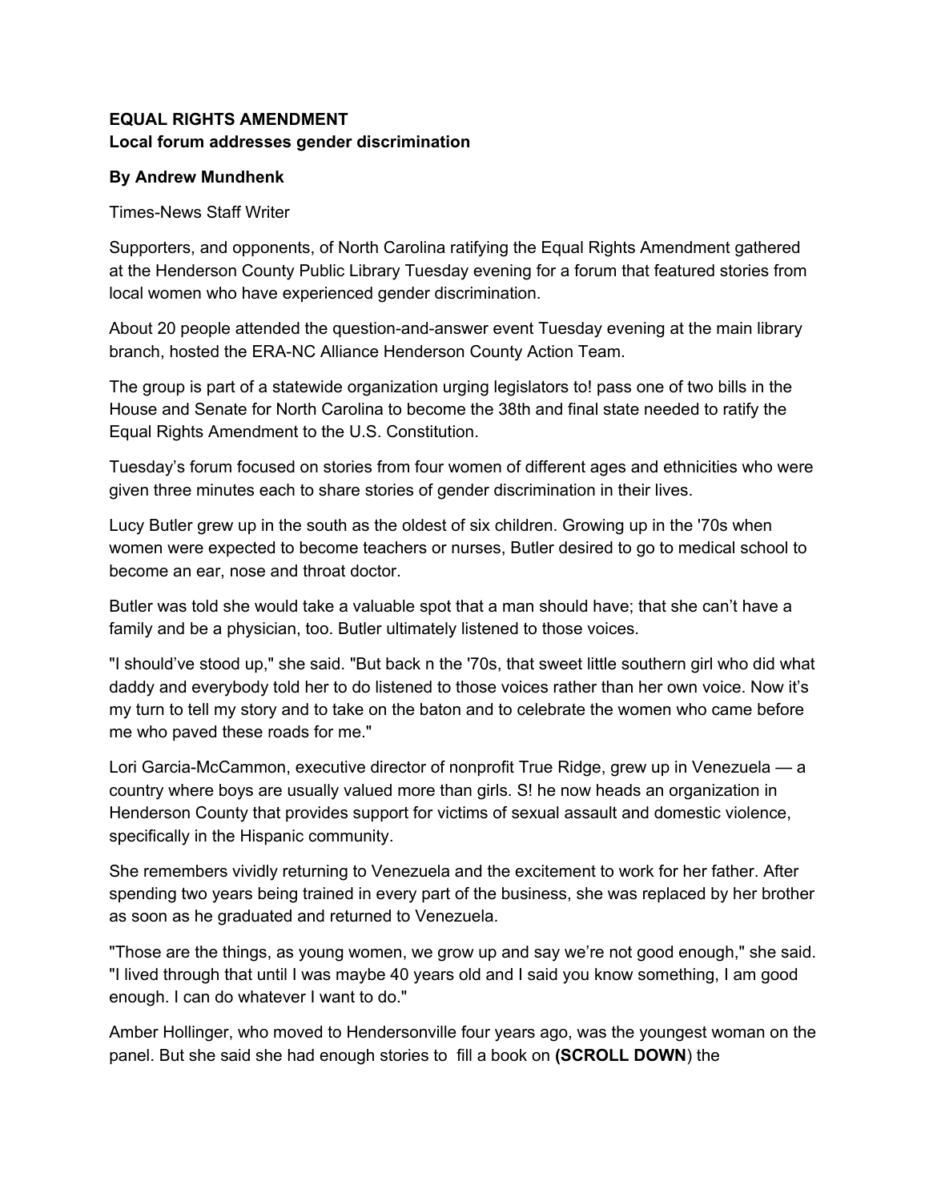**EQUAL RIGHTS AMENDMENT**
**Local forum addresses gender discrimination**

**By Andrew Mundhenk**

Times-News Staff Writer

Supporters, and opponents, of North Carolina ratifying the Equal Rights Amendment gathered at the Henderson County Public Library Tuesday evening for a forum that featured stories from local women who have experienced gender discrimination.

About 20 people attended the question-and-answer event Tuesday evening at the main library branch, hosted the ERA-NC Alliance Henderson County Action Team.

The group is part of a statewide organization urging legislators to! pass one of two bills in the House and Senate for North Carolina to become the 38th and final state needed to ratify the Equal Rights Amendment to the U.S. Constitution.

Tuesday's forum focused on stories from four women of different ages and ethnicities who were given three minutes each to share stories of gender discrimination in their lives.

Lucy Butler grew up in the south as the oldest of six children. Growing up in the '70s when women were expected to become teachers or nurses, Butler desired to go to medical school to become an ear, nose and throat doctor.

Butler was told she would take a valuable spot that a man should have; that she can't have a family and be a physician, too. Butler ultimately listened to those voices.

"I should've stood up," she said. "But back n the '70s, that sweet little southern girl who did what daddy and everybody told her to do listened to those voices rather than her own voice. Now it's my turn to tell my story and to take on the baton and to celebrate the women who came before me who paved these roads for me."

Lori Garcia-McCammon, executive director of nonprofit True Ridge, grew up in Venezuela — a country where boys are usually valued more than girls. S! he now heads an organization in Henderson County that provides support for victims of sexual assault and domestic violence, specifically in the Hispanic community.

She remembers vividly returning to Venezuela and the excitement to work for her father. After spending two years being trained in every part of the business, she was replaced by her brother as soon as he graduated and returned to Venezuela.

"Those are the things, as young women, we grow up and say we're not good enough," she said. "I lived through that until I was maybe 40 years old and I said you know something, I am good enough. I can do whatever I want to do."

Amber Hollinger, who moved to Hendersonville four years ago, was the youngest woman on the panel. But she said she had enough stories to fill a book on **(SCROLL DOWN**) the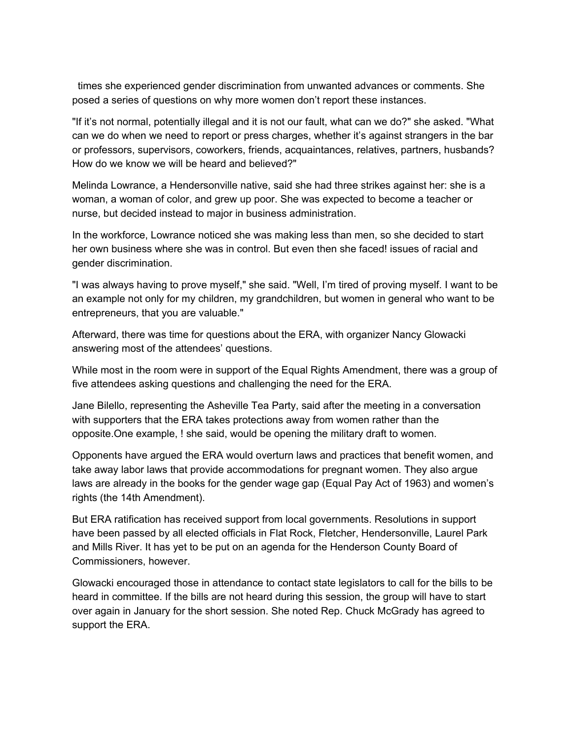times she experienced gender discrimination from unwanted advances or comments. She posed a series of questions on why more women don't report these instances.

"If it's not normal, potentially illegal and it is not our fault, what can we do?" she asked. "What can we do when we need to report or press charges, whether it's against strangers in the bar or professors, supervisors, coworkers, friends, acquaintances, relatives, partners, husbands? How do we know we will be heard and believed?"

Melinda Lowrance, a Hendersonville native, said she had three strikes against her: she is a woman, a woman of color, and grew up poor. She was expected to become a teacher or nurse, but decided instead to major in business administration.

In the workforce, Lowrance noticed she was making less than men, so she decided to start her own business where she was in control. But even then she faced! issues of racial and gender discrimination.

"I was always having to prove myself," she said. "Well, I'm tired of proving myself. I want to be an example not only for my children, my grandchildren, but women in general who want to be entrepreneurs, that you are valuable."

Afterward, there was time for questions about the ERA, with organizer Nancy Glowacki answering most of the attendees' questions.

While most in the room were in support of the Equal Rights Amendment, there was a group of five attendees asking questions and challenging the need for the ERA.

Jane Bilello, representing the Asheville Tea Party, said after the meeting in a conversation with supporters that the ERA takes protections away from women rather than the opposite.One example, ! she said, would be opening the military draft to women.

Opponents have argued the ERA would overturn laws and practices that benefit women, and take away labor laws that provide accommodations for pregnant women. They also argue laws are already in the books for the gender wage gap (Equal Pay Act of 1963) and women's rights (the 14th Amendment).

But ERA ratification has received support from local governments. Resolutions in support have been passed by all elected officials in Flat Rock, Fletcher, Hendersonville, Laurel Park and Mills River. It has yet to be put on an agenda for the Henderson County Board of Commissioners, however.

Glowacki encouraged those in attendance to contact state legislators to call for the bills to be heard in committee. If the bills are not heard during this session, the group will have to start over again in January for the short session. She noted Rep. Chuck McGrady has agreed to support the ERA.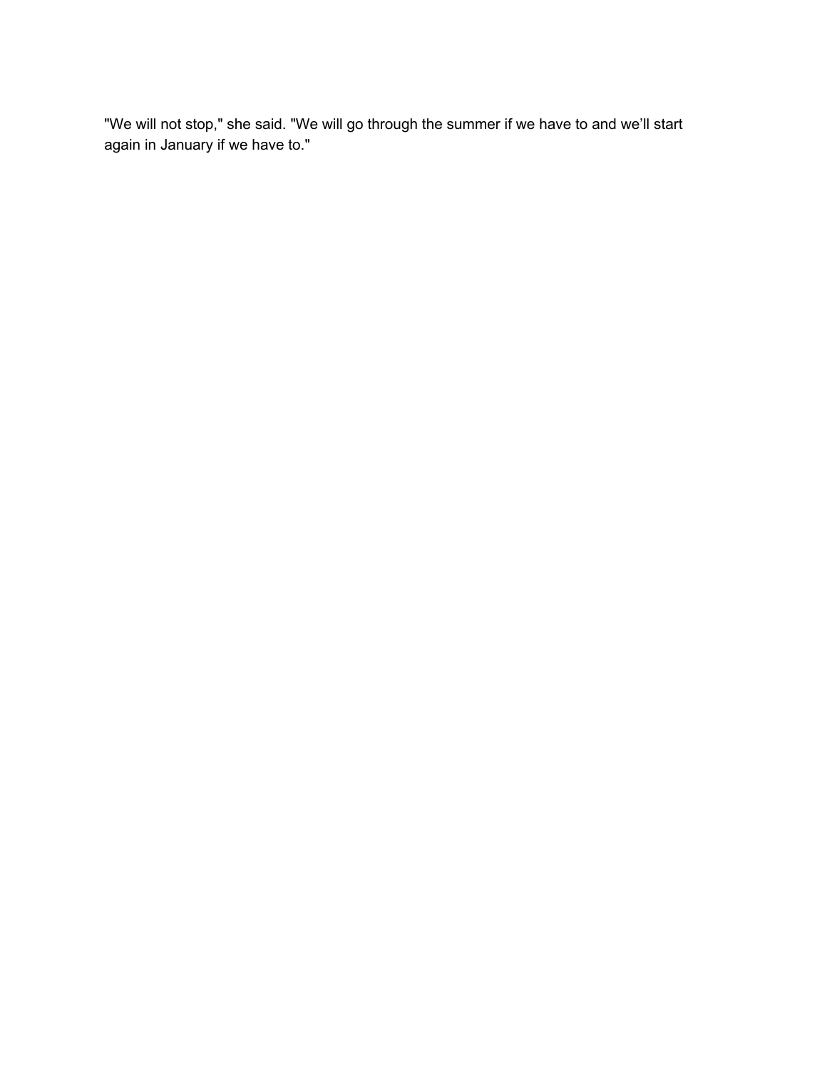"We will not stop," she said. "We will go through the summer if we have to and we'll start again in January if we have to."